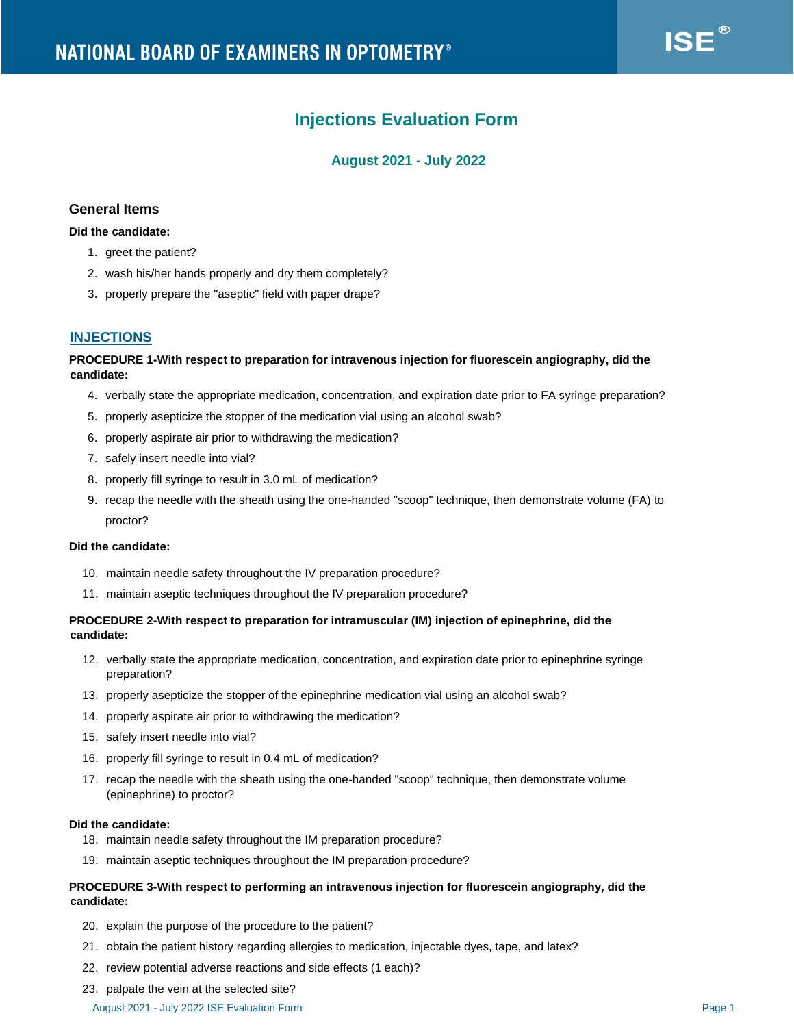NATIONAL BOARD OF EXAMINERS IN OPTOMETRY® ISE®

# Injections Evaluation Form

## August 2021 - July 2022

### General Items

**Did the candidate:**

1. greet the patient?
2. wash his/her hands properly and dry them completely?
3. properly prepare the "aseptic" field with paper drape?

## INJECTIONS

**PROCEDURE 1-With respect to preparation for intravenous injection for fluorescein angiography, did the candidate:**

4. verbally state the appropriate medication, concentration, and expiration date prior to FA syringe preparation?
5. properly asepticize the stopper of the medication vial using an alcohol swab?
6. properly aspirate air prior to withdrawing the medication?
7. safely insert needle into vial?
8. properly fill syringe to result in 3.0 mL of medication?
9. recap the needle with the sheath using the one-handed "scoop" technique, then demonstrate volume (FA) to proctor?

**Did the candidate:**

10. maintain needle safety throughout the IV preparation procedure?
11. maintain aseptic techniques throughout the IV preparation procedure?

**PROCEDURE 2-With respect to preparation for intramuscular (IM) injection of epinephrine, did the candidate:**

12. verbally state the appropriate medication, concentration, and expiration date prior to epinephrine syringe preparation?
13. properly asepticize the stopper of the epinephrine medication vial using an alcohol swab?
14. properly aspirate air prior to withdrawing the medication?
15. safely insert needle into vial?
16. properly fill syringe to result in 0.4 mL of medication?
17. recap the needle with the sheath using the one-handed "scoop" technique, then demonstrate volume (epinephrine) to proctor?

**Did the candidate:**

18. maintain needle safety throughout the IM preparation procedure?
19. maintain aseptic techniques throughout the IM preparation procedure?

**PROCEDURE 3-With respect to performing an intravenous injection for fluorescein angiography, did the candidate:**

20. explain the purpose of the procedure to the patient?
21. obtain the patient history regarding allergies to medication, injectable dyes, tape, and latex?
22. review potential adverse reactions and side effects (1 each)?
23. palpate the vein at the selected site?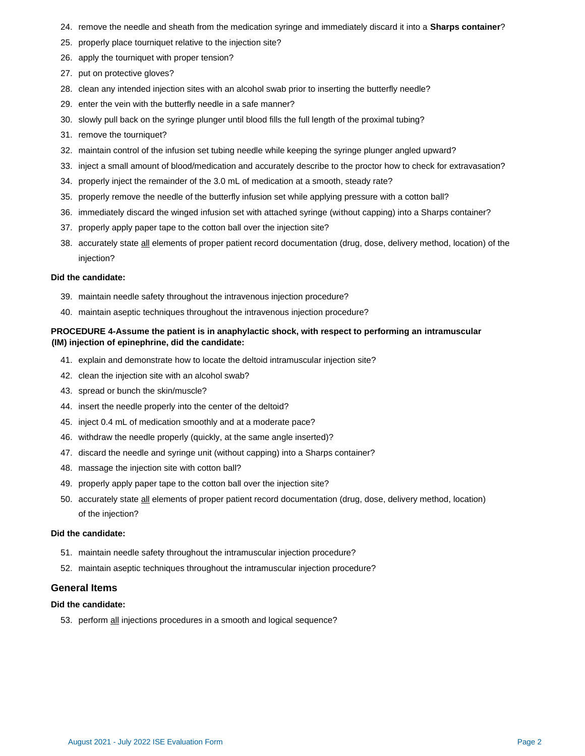24. remove the needle and sheath from the medication syringe and immediately discard it into a **Sharps container**?
25. properly place tourniquet relative to the injection site?
26. apply the tourniquet with proper tension?
27. put on protective gloves?
28. clean any intended injection sites with an alcohol swab prior to inserting the butterfly needle?
29. enter the vein with the butterfly needle in a safe manner?
30. slowly pull back on the syringe plunger until blood fills the full length of the proximal tubing?
31. remove the tourniquet?
32. maintain control of the infusion set tubing needle while keeping the syringe plunger angled upward?
33. inject a small amount of blood/medication and accurately describe to the proctor how to check for extravasation?
34. properly inject the remainder of the 3.0 mL of medication at a smooth, steady rate?
35. properly remove the needle of the butterfly infusion set while applying pressure with a cotton ball?
36. immediately discard the winged infusion set with attached syringe (without capping) into a Sharps container?
37. properly apply paper tape to the cotton ball over the injection site?
38. accurately state all elements of proper patient record documentation (drug, dose, delivery method, location) of the injection?

**Did the candidate:**

39. maintain needle safety throughout the intravenous injection procedure?
40. maintain aseptic techniques throughout the intravenous injection procedure?

**PROCEDURE 4-Assume the patient is in anaphylactic shock, with respect to performing an intramuscular (IM) injection of epinephrine, did the candidate:**

41. explain and demonstrate how to locate the deltoid intramuscular injection site?
42. clean the injection site with an alcohol swab?
43. spread or bunch the skin/muscle?
44. insert the needle properly into the center of the deltoid?
45. inject 0.4 mL of medication smoothly and at a moderate pace?
46. withdraw the needle properly (quickly, at the same angle inserted)?
47. discard the needle and syringe unit (without capping) into a Sharps container?
48. massage the injection site with cotton ball?
49. properly apply paper tape to the cotton ball over the injection site?
50. accurately state all elements of proper patient record documentation (drug, dose, delivery method, location) of the injection?

**Did the candidate:**

51. maintain needle safety throughout the intramuscular injection procedure?
52. maintain aseptic techniques throughout the intramuscular injection procedure?

## General Items

**Did the candidate:**

53. perform all injections procedures in a smooth and logical sequence?